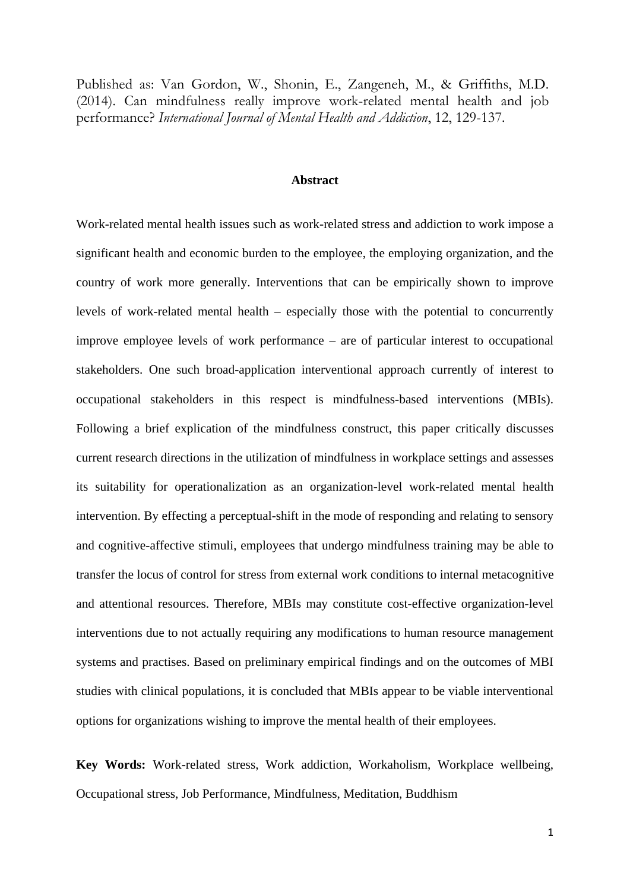Published as: Van Gordon, W., Shonin, E., Zangeneh, M., & Griffiths, M.D. (2014). Can mindfulness really improve work-related mental health and job performance? *International Journal of Mental Health and Addiction*, 12, 129-137.

## Abstract

Work-related mental health issues such as work-related stress and addiction to work impose a significant health and economic burden to the employee, the employing organization, and the country of work more generally. Interventions that can be empirically shown to improve levels of work-related mental health – especially those with the potential to concurrently improve employee levels of work performance – are of particular interest to occupational stakeholders. One such broad-application interventional approach currently of interest to occupational stakeholders in this respect is mindfulness-based interventions (MBIs). Following a brief explication of the mindfulness construct, this paper critically discusses current research directions in the utilization of mindfulness in workplace settings and assesses its suitability for operationalization as an organization-level work-related mental health intervention. By effecting a perceptual-shift in the mode of responding and relating to sensory and cognitive-affective stimuli, employees that undergo mindfulness training may be able to transfer the locus of control for stress from external work conditions to internal metacognitive and attentional resources. Therefore, MBIs may constitute cost-effective organization-level interventions due to not actually requiring any modifications to human resource management systems and practises. Based on preliminary empirical findings and on the outcomes of MBI studies with clinical populations, it is concluded that MBIs appear to be viable interventional options for organizations wishing to improve the mental health of their employees.

**Key Words:** Work-related stress, Work addiction, Workaholism, Workplace wellbeing, Occupational stress, Job Performance, Mindfulness, Meditation, Buddhism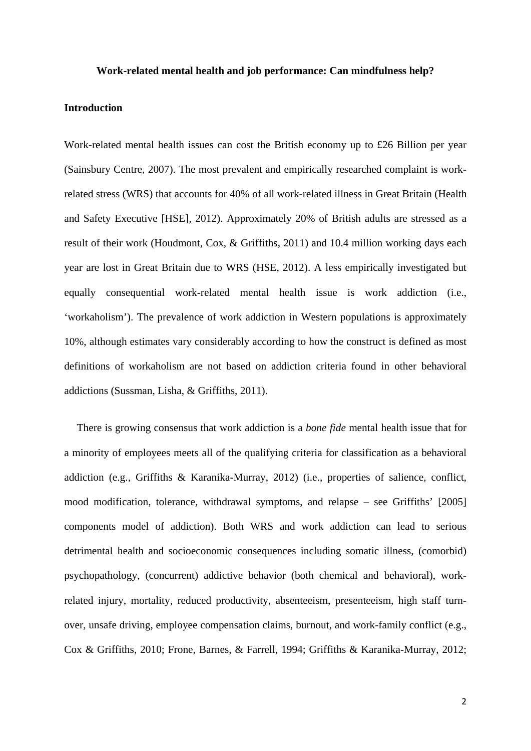**Work-related mental health and job performance: Can mindfulness help?**

## Introduction

Work-related mental health issues can cost the British economy up to £26 Billion per year (Sainsbury Centre, 2007). The most prevalent and empirically researched complaint is work-related stress (WRS) that accounts for 40% of all work-related illness in Great Britain (Health and Safety Executive [HSE], 2012). Approximately 20% of British adults are stressed as a result of their work (Houdmont, Cox, & Griffiths, 2011) and 10.4 million working days each year are lost in Great Britain due to WRS (HSE, 2012). A less empirically investigated but equally consequential work-related mental health issue is work addiction (i.e., 'workaholism'). The prevalence of work addiction in Western populations is approximately 10%, although estimates vary considerably according to how the construct is defined as most definitions of workaholism are not based on addiction criteria found in other behavioral addictions (Sussman, Lisha, & Griffiths, 2011).

There is growing consensus that work addiction is a *bone fide* mental health issue that for a minority of employees meets all of the qualifying criteria for classification as a behavioral addiction (e.g., Griffiths & Karanika-Murray, 2012) (i.e., properties of salience, conflict, mood modification, tolerance, withdrawal symptoms, and relapse – see Griffiths' [2005] components model of addiction). Both WRS and work addiction can lead to serious detrimental health and socioeconomic consequences including somatic illness, (comorbid) psychopathology, (concurrent) addictive behavior (both chemical and behavioral), work-related injury, mortality, reduced productivity, absenteeism, presenteeism, high staff turn-over, unsafe driving, employee compensation claims, burnout, and work-family conflict (e.g., Cox & Griffiths, 2010; Frone, Barnes, & Farrell, 1994; Griffiths & Karanika-Murray, 2012;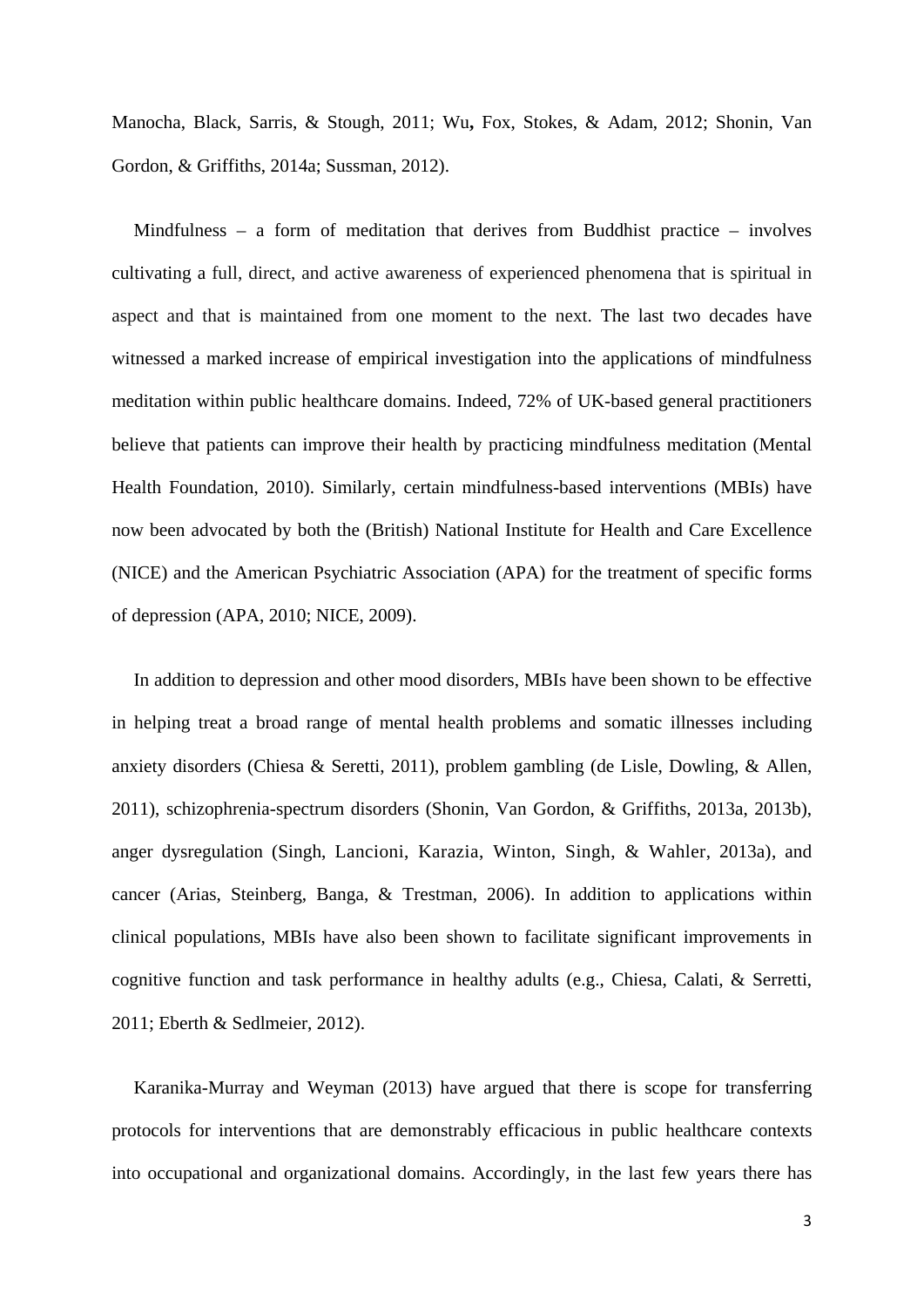Manocha, Black, Sarris, & Stough, 2011; Wu**,** Fox, Stokes, & Adam, 2012; Shonin, Van Gordon, & Griffiths, 2014a; Sussman, 2012).

Mindfulness – a form of meditation that derives from Buddhist practice – involves cultivating a full, direct, and active awareness of experienced phenomena that is spiritual in aspect and that is maintained from one moment to the next. The last two decades have witnessed a marked increase of empirical investigation into the applications of mindfulness meditation within public healthcare domains. Indeed, 72% of UK-based general practitioners believe that patients can improve their health by practicing mindfulness meditation (Mental Health Foundation, 2010). Similarly, certain mindfulness-based interventions (MBIs) have now been advocated by both the (British) National Institute for Health and Care Excellence (NICE) and the American Psychiatric Association (APA) for the treatment of specific forms of depression (APA, 2010; NICE, 2009).

In addition to depression and other mood disorders, MBIs have been shown to be effective in helping treat a broad range of mental health problems and somatic illnesses including anxiety disorders (Chiesa & Seretti, 2011), problem gambling (de Lisle, Dowling, & Allen, 2011), schizophrenia-spectrum disorders (Shonin, Van Gordon, & Griffiths, 2013a, 2013b), anger dysregulation (Singh, Lancioni, Karazia, Winton, Singh, & Wahler, 2013a), and cancer (Arias, Steinberg, Banga, & Trestman, 2006). In addition to applications within clinical populations, MBIs have also been shown to facilitate significant improvements in cognitive function and task performance in healthy adults (e.g., Chiesa, Calati, & Serretti, 2011; Eberth & Sedlmeier, 2012).

Karanika-Murray and Weyman (2013) have argued that there is scope for transferring protocols for interventions that are demonstrably efficacious in public healthcare contexts into occupational and organizational domains. Accordingly, in the last few years there has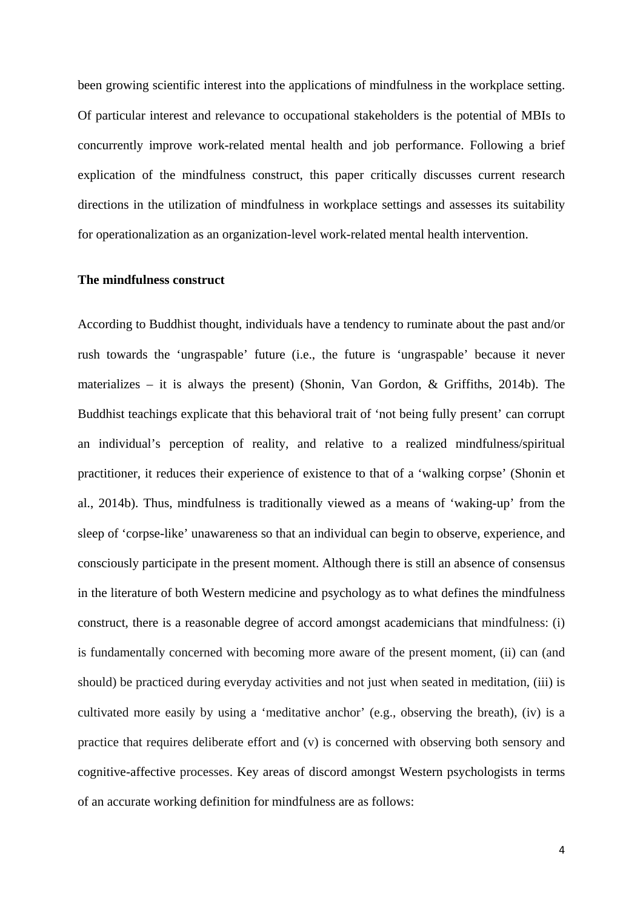been growing scientific interest into the applications of mindfulness in the workplace setting. Of particular interest and relevance to occupational stakeholders is the potential of MBIs to concurrently improve work-related mental health and job performance. Following a brief explication of the mindfulness construct, this paper critically discusses current research directions in the utilization of mindfulness in workplace settings and assesses its suitability for operationalization as an organization-level work-related mental health intervention.

**The mindfulness construct**

According to Buddhist thought, individuals have a tendency to ruminate about the past and/or rush towards the 'ungraspable' future (i.e., the future is 'ungraspable' because it never materializes – it is always the present) (Shonin, Van Gordon, & Griffiths, 2014b). The Buddhist teachings explicate that this behavioral trait of 'not being fully present' can corrupt an individual's perception of reality, and relative to a realized mindfulness/spiritual practitioner, it reduces their experience of existence to that of a 'walking corpse' (Shonin et al., 2014b). Thus, mindfulness is traditionally viewed as a means of 'waking-up' from the sleep of 'corpse-like' unawareness so that an individual can begin to observe, experience, and consciously participate in the present moment. Although there is still an absence of consensus in the literature of both Western medicine and psychology as to what defines the mindfulness construct, there is a reasonable degree of accord amongst academicians that mindfulness: (i) is fundamentally concerned with becoming more aware of the present moment, (ii) can (and should) be practiced during everyday activities and not just when seated in meditation, (iii) is cultivated more easily by using a 'meditative anchor' (e.g., observing the breath), (iv) is a practice that requires deliberate effort and (v) is concerned with observing both sensory and cognitive-affective processes. Key areas of discord amongst Western psychologists in terms of an accurate working definition for mindfulness are as follows: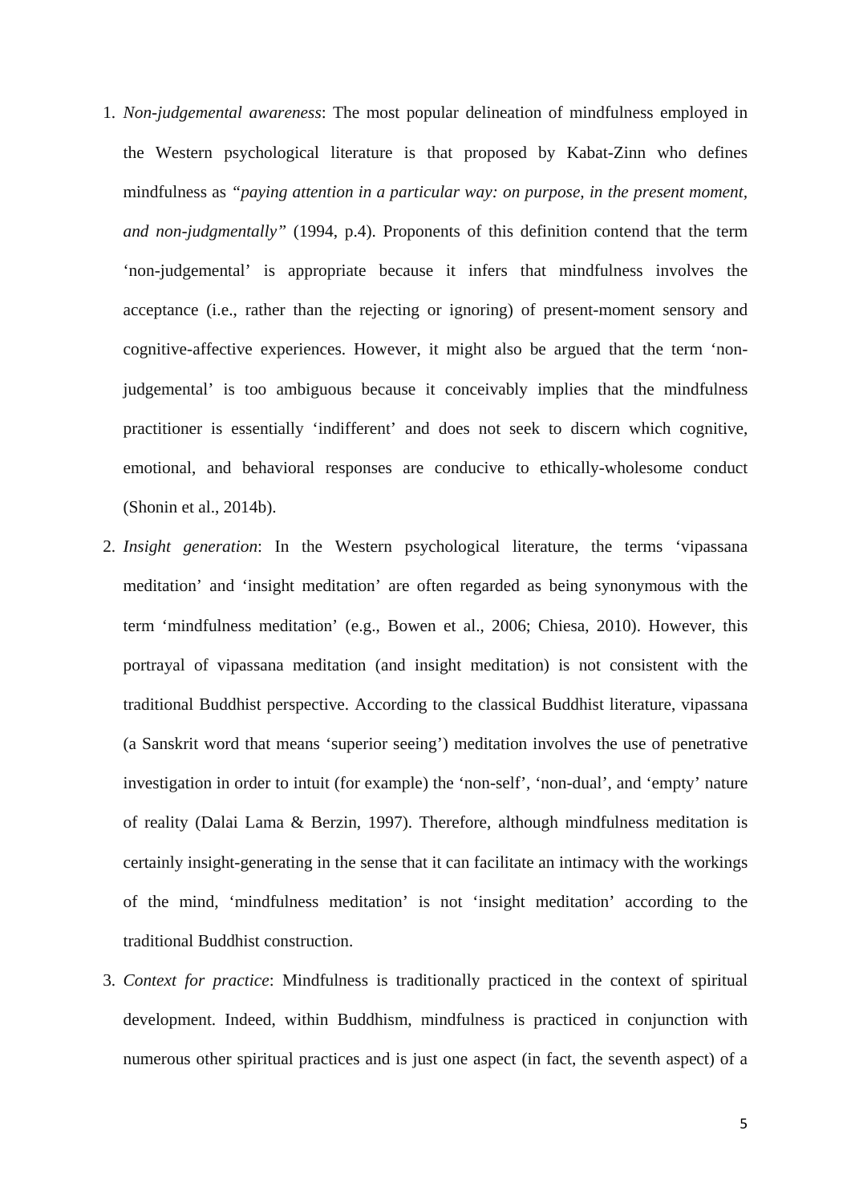1. *Non-judgemental awareness*: The most popular delineation of mindfulness employed in the Western psychological literature is that proposed by Kabat-Zinn who defines mindfulness as *"paying attention in a particular way: on purpose, in the present moment, and non-judgmentally"* (1994, p.4). Proponents of this definition contend that the term 'non-judgemental' is appropriate because it infers that mindfulness involves the acceptance (i.e., rather than the rejecting or ignoring) of present-moment sensory and cognitive-affective experiences. However, it might also be argued that the term 'non-judgemental' is too ambiguous because it conceivably implies that the mindfulness practitioner is essentially 'indifferent' and does not seek to discern which cognitive, emotional, and behavioral responses are conducive to ethically-wholesome conduct (Shonin et al., 2014b).

2. *Insight generation*: In the Western psychological literature, the terms 'vipassana meditation' and 'insight meditation' are often regarded as being synonymous with the term 'mindfulness meditation' (e.g., Bowen et al., 2006; Chiesa, 2010). However, this portrayal of vipassana meditation (and insight meditation) is not consistent with the traditional Buddhist perspective. According to the classical Buddhist literature, vipassana (a Sanskrit word that means 'superior seeing') meditation involves the use of penetrative investigation in order to intuit (for example) the 'non-self', 'non-dual', and 'empty' nature of reality (Dalai Lama & Berzin, 1997). Therefore, although mindfulness meditation is certainly insight-generating in the sense that it can facilitate an intimacy with the workings of the mind, 'mindfulness meditation' is not 'insight meditation' according to the traditional Buddhist construction.

3. *Context for practice*: Mindfulness is traditionally practiced in the context of spiritual development. Indeed, within Buddhism, mindfulness is practiced in conjunction with numerous other spiritual practices and is just one aspect (in fact, the seventh aspect) of a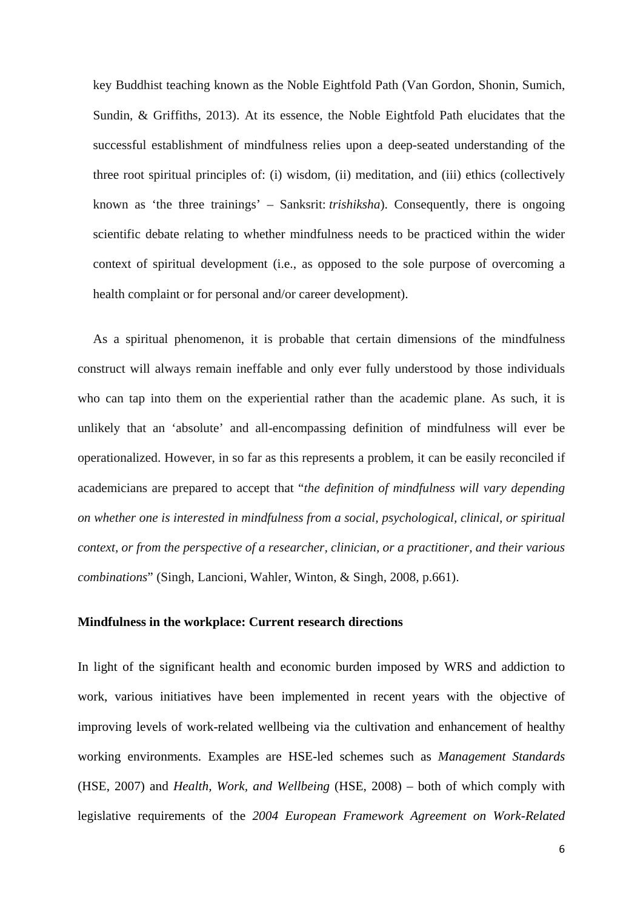key Buddhist teaching known as the Noble Eightfold Path (Van Gordon, Shonin, Sumich, Sundin, & Griffiths, 2013). At its essence, the Noble Eightfold Path elucidates that the successful establishment of mindfulness relies upon a deep-seated understanding of the three root spiritual principles of: (i) wisdom, (ii) meditation, and (iii) ethics (collectively known as 'the three trainings' – Sanksrit: *trishiksha*). Consequently, there is ongoing scientific debate relating to whether mindfulness needs to be practiced within the wider context of spiritual development (i.e., as opposed to the sole purpose of overcoming a health complaint or for personal and/or career development).

As a spiritual phenomenon, it is probable that certain dimensions of the mindfulness construct will always remain ineffable and only ever fully understood by those individuals who can tap into them on the experiential rather than the academic plane. As such, it is unlikely that an 'absolute' and all-encompassing definition of mindfulness will ever be operationalized. However, in so far as this represents a problem, it can be easily reconciled if academicians are prepared to accept that "*the definition of mindfulness will vary depending on whether one is interested in mindfulness from a social, psychological, clinical, or spiritual context, or from the perspective of a researcher, clinician, or a practitioner, and their various combinations*" (Singh, Lancioni, Wahler, Winton, & Singh, 2008, p.661).

**Mindfulness in the workplace: Current research directions**

In light of the significant health and economic burden imposed by WRS and addiction to work, various initiatives have been implemented in recent years with the objective of improving levels of work-related wellbeing via the cultivation and enhancement of healthy working environments. Examples are HSE-led schemes such as *Management Standards* (HSE, 2007) and *Health, Work, and Wellbeing* (HSE, 2008) – both of which comply with legislative requirements of the *2004 European Framework Agreement on Work-Related*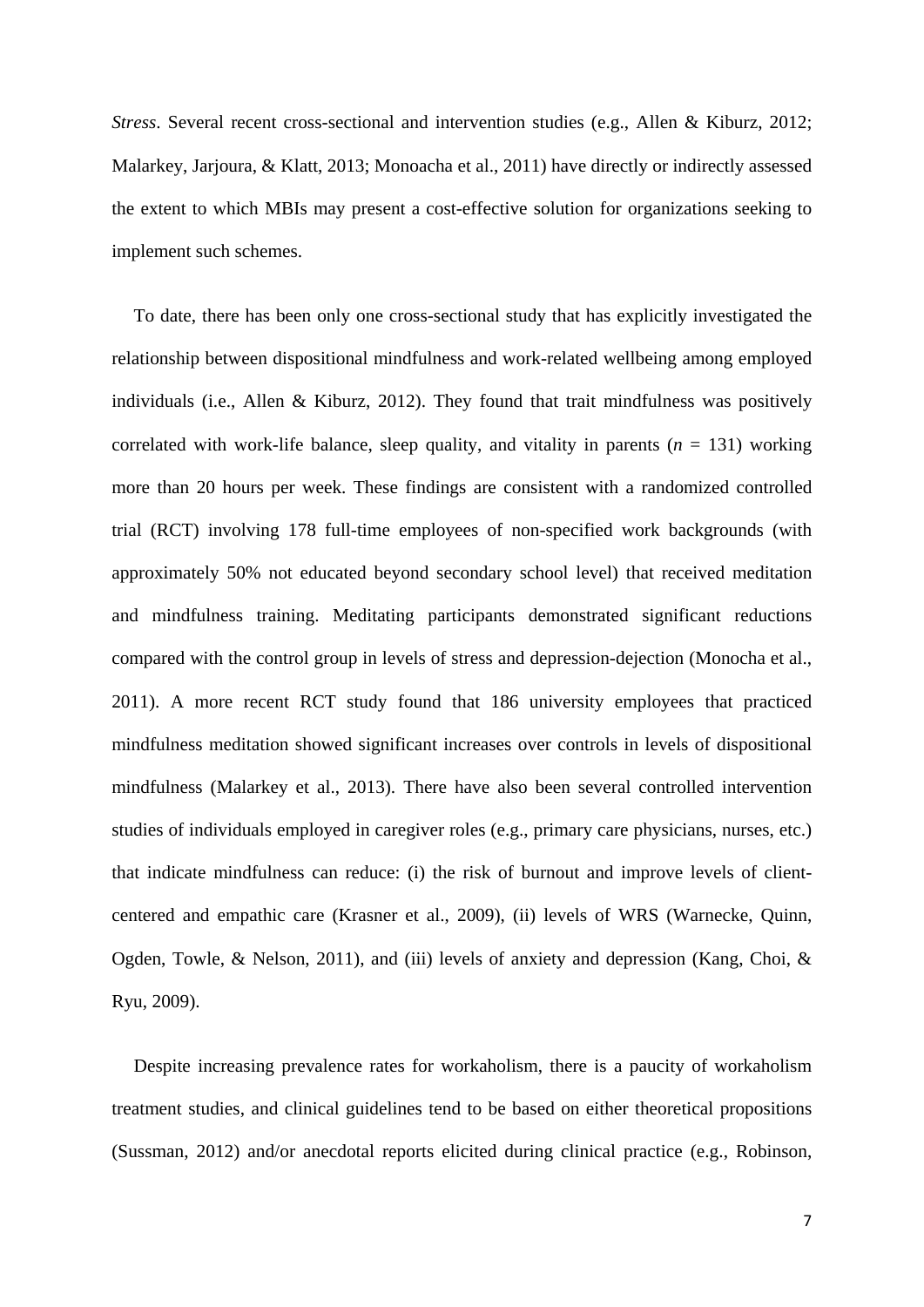*Stress*. Several recent cross-sectional and intervention studies (e.g., Allen & Kiburz, 2012; Malarkey, Jarjoura, & Klatt, 2013; Monoacha et al., 2011) have directly or indirectly assessed the extent to which MBIs may present a cost-effective solution for organizations seeking to implement such schemes.

To date, there has been only one cross-sectional study that has explicitly investigated the relationship between dispositional mindfulness and work-related wellbeing among employed individuals (i.e., Allen & Kiburz, 2012). They found that trait mindfulness was positively correlated with work-life balance, sleep quality, and vitality in parents ($n$ = 131) working more than 20 hours per week. These findings are consistent with a randomized controlled trial (RCT) involving 178 full-time employees of non-specified work backgrounds (with approximately 50% not educated beyond secondary school level) that received meditation and mindfulness training. Meditating participants demonstrated significant reductions compared with the control group in levels of stress and depression-dejection (Monocha et al., 2011). A more recent RCT study found that 186 university employees that practiced mindfulness meditation showed significant increases over controls in levels of dispositional mindfulness (Malarkey et al., 2013). There have also been several controlled intervention studies of individuals employed in caregiver roles (e.g., primary care physicians, nurses, etc.) that indicate mindfulness can reduce: (i) the risk of burnout and improve levels of client-centered and empathic care (Krasner et al., 2009), (ii) levels of WRS (Warnecke, Quinn, Ogden, Towle, & Nelson, 2011), and (iii) levels of anxiety and depression (Kang, Choi, & Ryu, 2009).

Despite increasing prevalence rates for workaholism, there is a paucity of workaholism treatment studies, and clinical guidelines tend to be based on either theoretical propositions (Sussman, 2012) and/or anecdotal reports elicited during clinical practice (e.g., Robinson,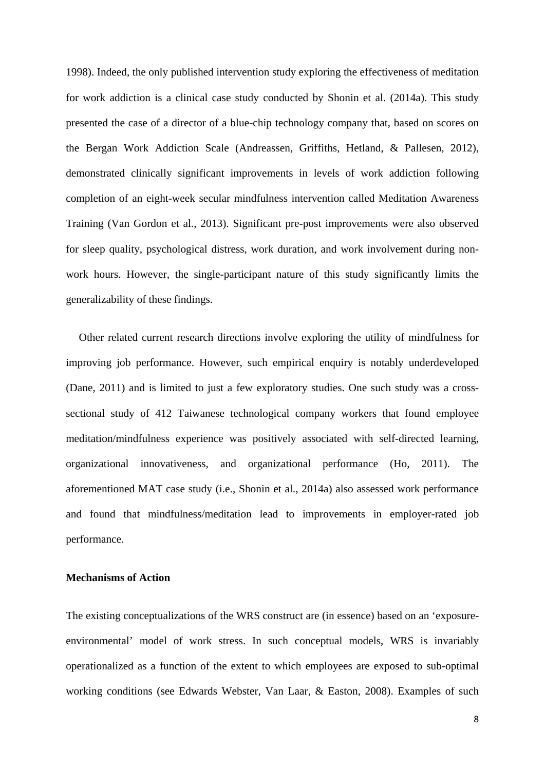1998). Indeed, the only published intervention study exploring the effectiveness of meditation for work addiction is a clinical case study conducted by Shonin et al. (2014a). This study presented the case of a director of a blue-chip technology company that, based on scores on the Bergan Work Addiction Scale (Andreassen, Griffiths, Hetland, & Pallesen, 2012), demonstrated clinically significant improvements in levels of work addiction following completion of an eight-week secular mindfulness intervention called Meditation Awareness Training (Van Gordon et al., 2013). Significant pre-post improvements were also observed for sleep quality, psychological distress, work duration, and work involvement during non-work hours. However, the single-participant nature of this study significantly limits the generalizability of these findings.

Other related current research directions involve exploring the utility of mindfulness for improving job performance. However, such empirical enquiry is notably underdeveloped (Dane, 2011) and is limited to just a few exploratory studies. One such study was a cross-sectional study of 412 Taiwanese technological company workers that found employee meditation/mindfulness experience was positively associated with self-directed learning, organizational innovativeness, and organizational performance (Ho, 2011). The aforementioned MAT case study (i.e., Shonin et al., 2014a) also assessed work performance and found that mindfulness/meditation lead to improvements in employer-rated job performance.

### Mechanisms of Action

The existing conceptualizations of the WRS construct are (in essence) based on an 'exposure-environmental' model of work stress. In such conceptual models, WRS is invariably operationalized as a function of the extent to which employees are exposed to sub-optimal working conditions (see Edwards Webster, Van Laar, & Easton, 2008). Examples of such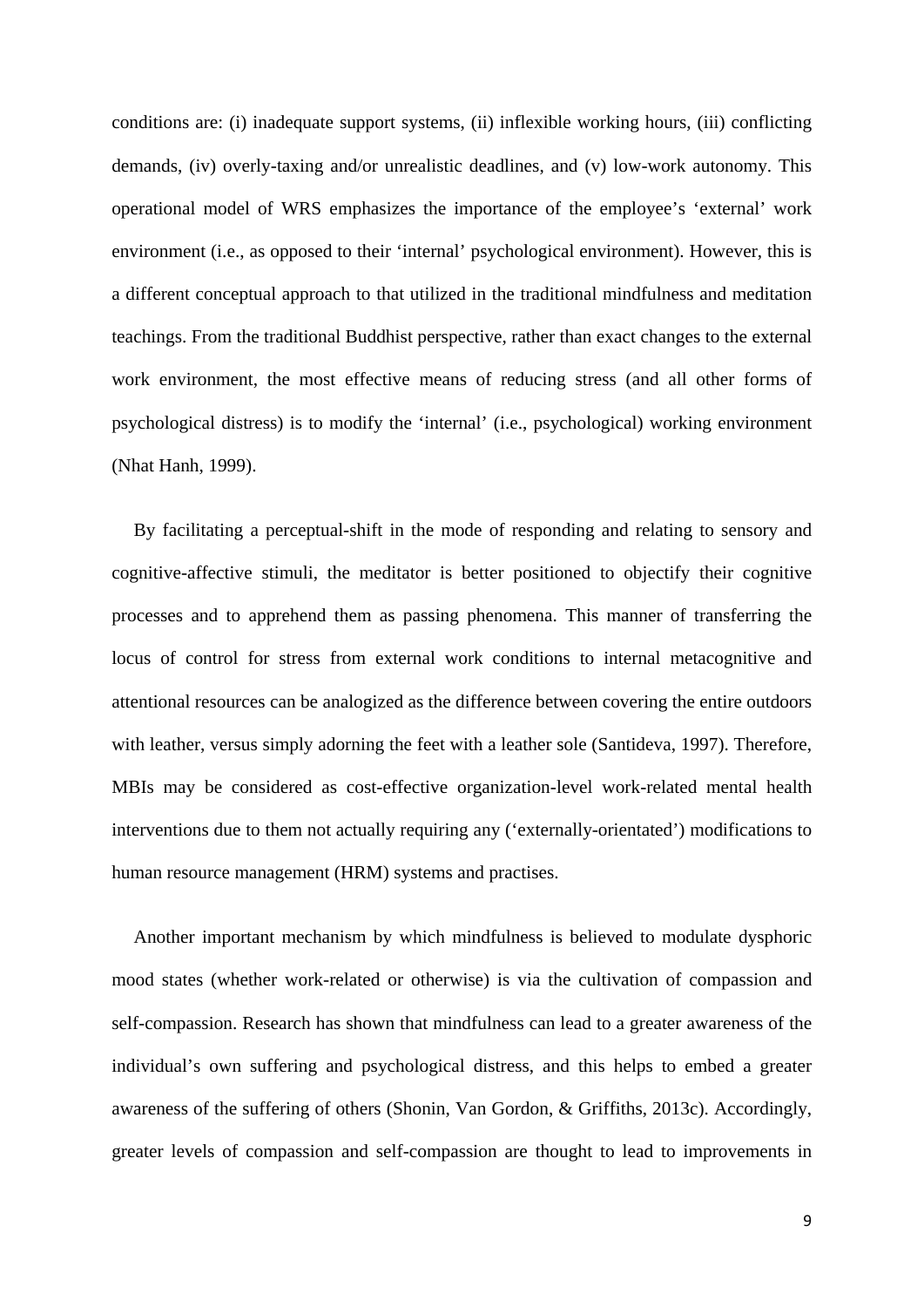conditions are: (i) inadequate support systems, (ii) inflexible working hours, (iii) conflicting demands, (iv) overly-taxing and/or unrealistic deadlines, and (v) low-work autonomy. This operational model of WRS emphasizes the importance of the employee's 'external' work environment (i.e., as opposed to their 'internal' psychological environment). However, this is a different conceptual approach to that utilized in the traditional mindfulness and meditation teachings. From the traditional Buddhist perspective, rather than exact changes to the external work environment, the most effective means of reducing stress (and all other forms of psychological distress) is to modify the 'internal' (i.e., psychological) working environment (Nhat Hanh, 1999).

By facilitating a perceptual-shift in the mode of responding and relating to sensory and cognitive-affective stimuli, the meditator is better positioned to objectify their cognitive processes and to apprehend them as passing phenomena. This manner of transferring the locus of control for stress from external work conditions to internal metacognitive and attentional resources can be analogized as the difference between covering the entire outdoors with leather, versus simply adorning the feet with a leather sole (Santideva, 1997). Therefore, MBIs may be considered as cost-effective organization-level work-related mental health interventions due to them not actually requiring any ('externally-orientated') modifications to human resource management (HRM) systems and practises.

Another important mechanism by which mindfulness is believed to modulate dysphoric mood states (whether work-related or otherwise) is via the cultivation of compassion and self-compassion. Research has shown that mindfulness can lead to a greater awareness of the individual's own suffering and psychological distress, and this helps to embed a greater awareness of the suffering of others (Shonin, Van Gordon, & Griffiths, 2013c). Accordingly, greater levels of compassion and self-compassion are thought to lead to improvements in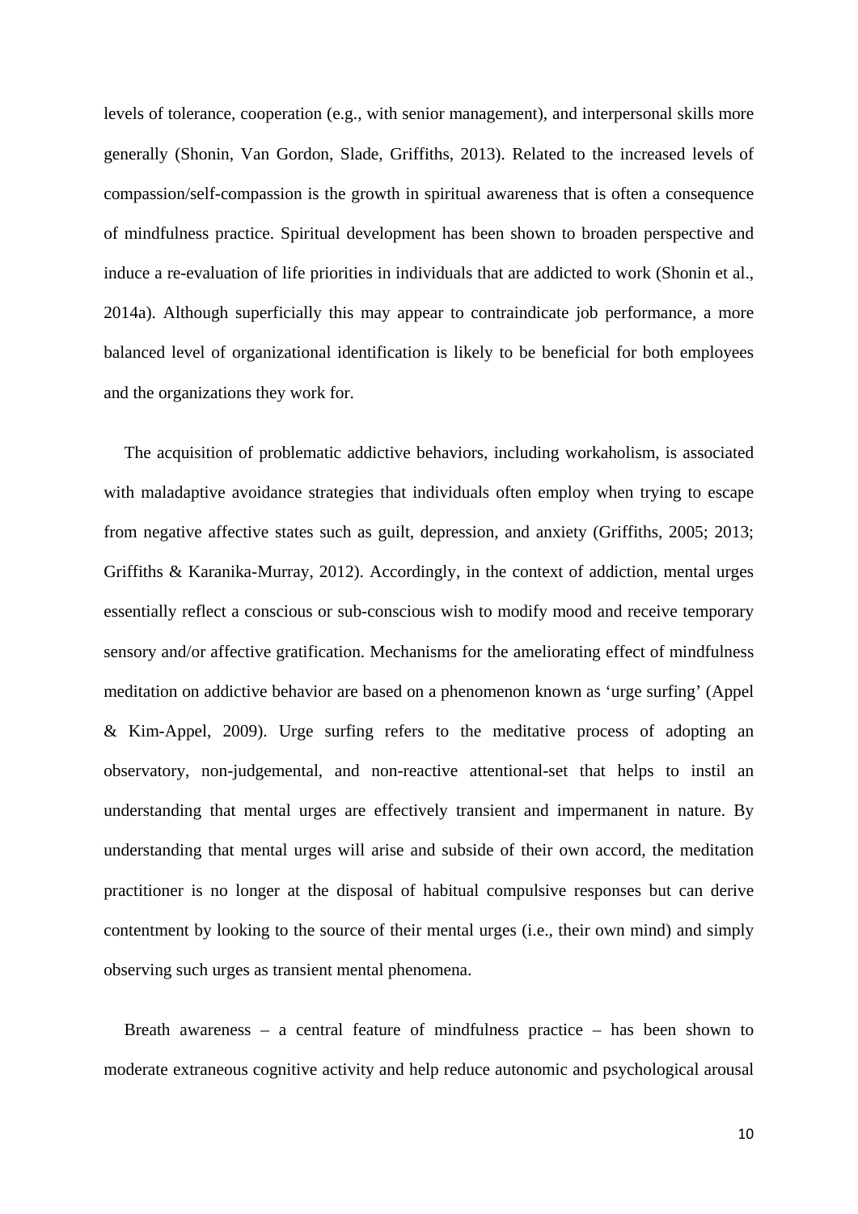levels of tolerance, cooperation (e.g., with senior management), and interpersonal skills more generally (Shonin, Van Gordon, Slade, Griffiths, 2013). Related to the increased levels of compassion/self-compassion is the growth in spiritual awareness that is often a consequence of mindfulness practice. Spiritual development has been shown to broaden perspective and induce a re-evaluation of life priorities in individuals that are addicted to work (Shonin et al., 2014a). Although superficially this may appear to contraindicate job performance, a more balanced level of organizational identification is likely to be beneficial for both employees and the organizations they work for.

The acquisition of problematic addictive behaviors, including workaholism, is associated with maladaptive avoidance strategies that individuals often employ when trying to escape from negative affective states such as guilt, depression, and anxiety (Griffiths, 2005; 2013; Griffiths & Karanika-Murray, 2012). Accordingly, in the context of addiction, mental urges essentially reflect a conscious or sub-conscious wish to modify mood and receive temporary sensory and/or affective gratification. Mechanisms for the ameliorating effect of mindfulness meditation on addictive behavior are based on a phenomenon known as 'urge surfing' (Appel & Kim-Appel, 2009). Urge surfing refers to the meditative process of adopting an observatory, non-judgemental, and non-reactive attentional-set that helps to instil an understanding that mental urges are effectively transient and impermanent in nature. By understanding that mental urges will arise and subside of their own accord, the meditation practitioner is no longer at the disposal of habitual compulsive responses but can derive contentment by looking to the source of their mental urges (i.e., their own mind) and simply observing such urges as transient mental phenomena.

Breath awareness – a central feature of mindfulness practice – has been shown to moderate extraneous cognitive activity and help reduce autonomic and psychological arousal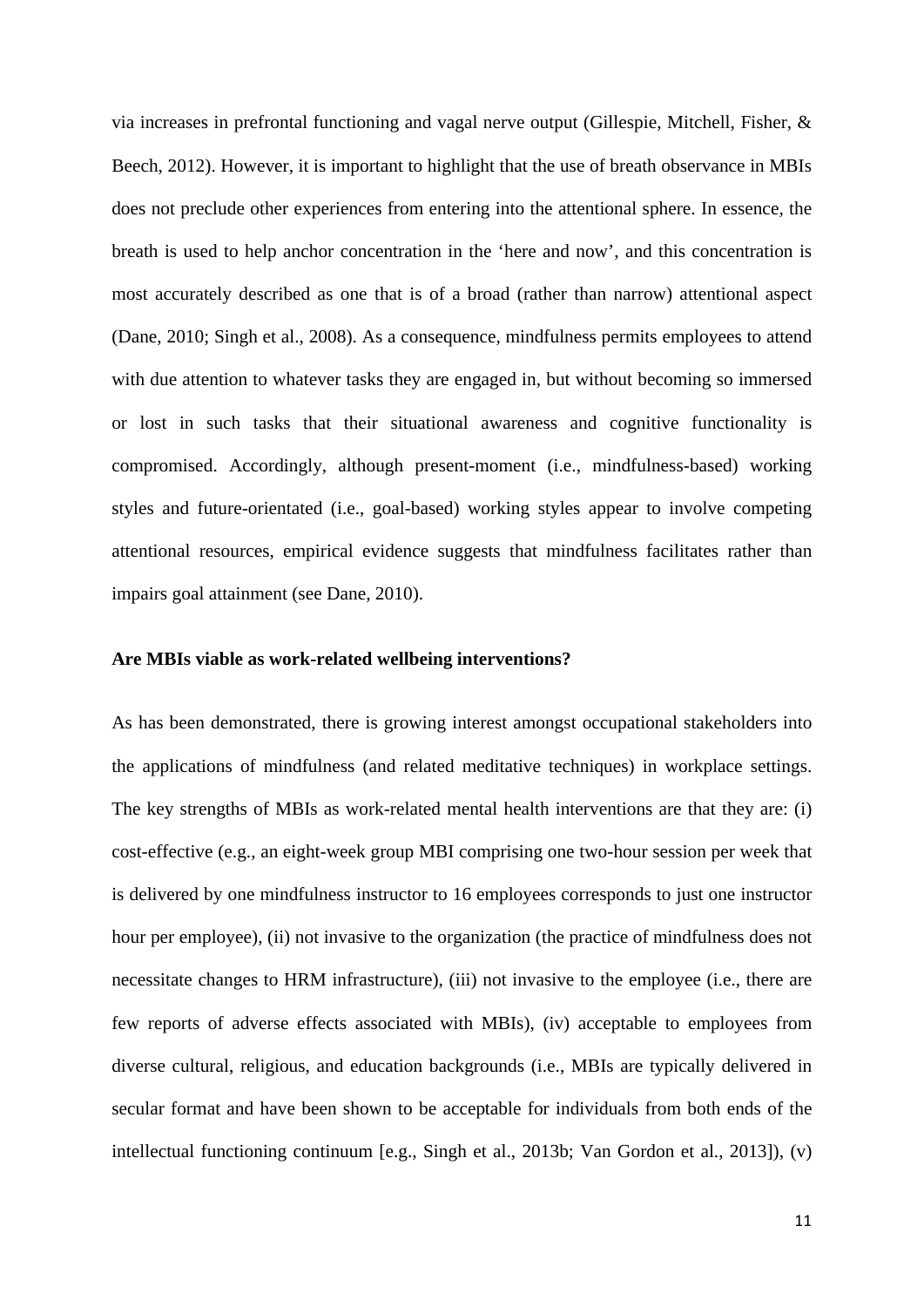via increases in prefrontal functioning and vagal nerve output (Gillespie, Mitchell, Fisher, & Beech, 2012). However, it is important to highlight that the use of breath observance in MBIs does not preclude other experiences from entering into the attentional sphere. In essence, the breath is used to help anchor concentration in the 'here and now', and this concentration is most accurately described as one that is of a broad (rather than narrow) attentional aspect (Dane, 2010; Singh et al., 2008). As a consequence, mindfulness permits employees to attend with due attention to whatever tasks they are engaged in, but without becoming so immersed or lost in such tasks that their situational awareness and cognitive functionality is compromised. Accordingly, although present-moment (i.e., mindfulness-based) working styles and future-orientated (i.e., goal-based) working styles appear to involve competing attentional resources, empirical evidence suggests that mindfulness facilitates rather than impairs goal attainment (see Dane, 2010).

**Are MBIs viable as work-related wellbeing interventions?**

As has been demonstrated, there is growing interest amongst occupational stakeholders into the applications of mindfulness (and related meditative techniques) in workplace settings. The key strengths of MBIs as work-related mental health interventions are that they are: (i) cost-effective (e.g., an eight-week group MBI comprising one two-hour session per week that is delivered by one mindfulness instructor to 16 employees corresponds to just one instructor hour per employee), (ii) not invasive to the organization (the practice of mindfulness does not necessitate changes to HRM infrastructure), (iii) not invasive to the employee (i.e., there are few reports of adverse effects associated with MBIs), (iv) acceptable to employees from diverse cultural, religious, and education backgrounds (i.e., MBIs are typically delivered in secular format and have been shown to be acceptable for individuals from both ends of the intellectual functioning continuum [e.g., Singh et al., 2013b; Van Gordon et al., 2013]), (v)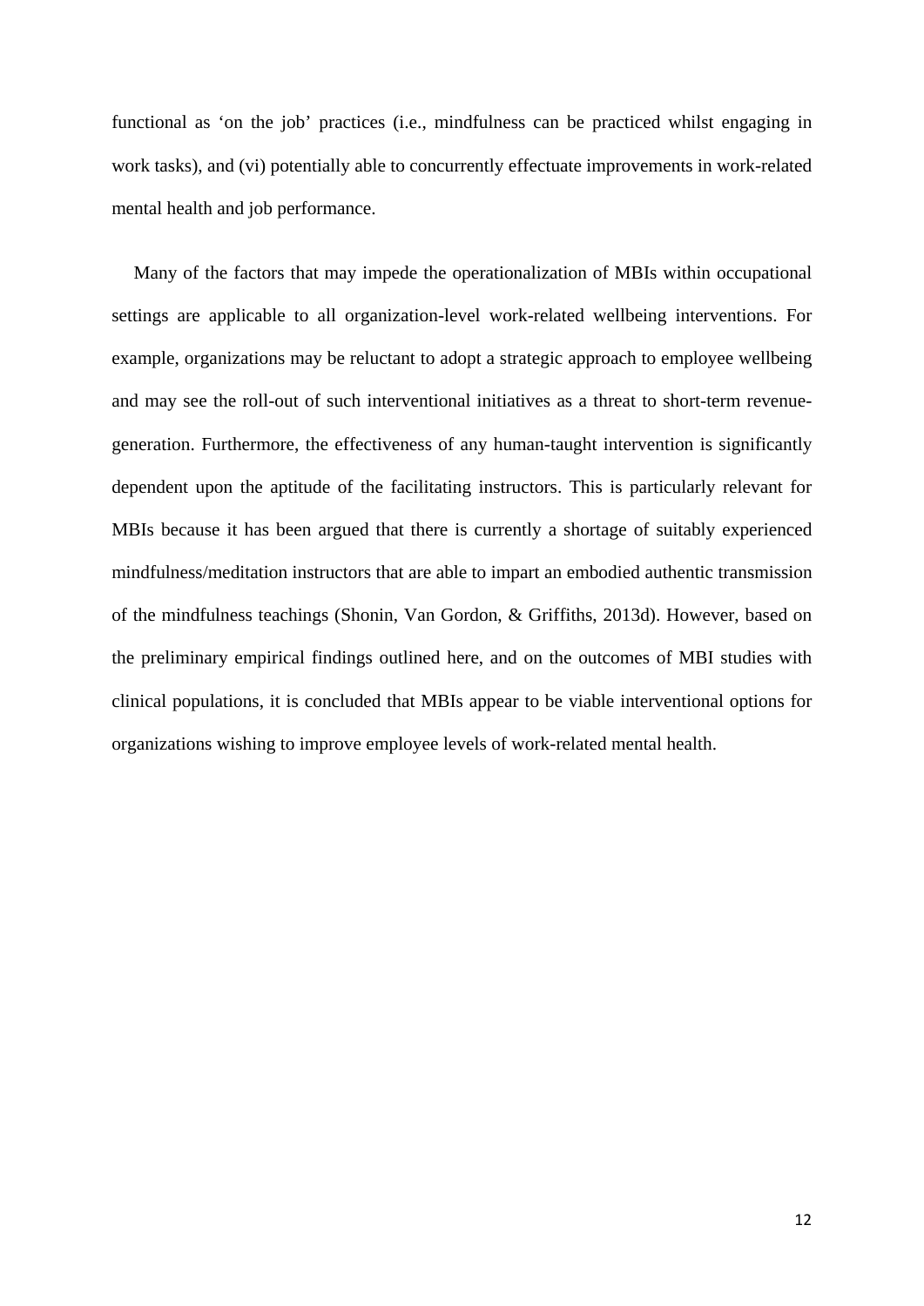functional as 'on the job' practices (i.e., mindfulness can be practiced whilst engaging in work tasks), and (vi) potentially able to concurrently effectuate improvements in work-related mental health and job performance.

Many of the factors that may impede the operationalization of MBIs within occupational settings are applicable to all organization-level work-related wellbeing interventions. For example, organizations may be reluctant to adopt a strategic approach to employee wellbeing and may see the roll-out of such interventional initiatives as a threat to short-term revenue-generation. Furthermore, the effectiveness of any human-taught intervention is significantly dependent upon the aptitude of the facilitating instructors. This is particularly relevant for MBIs because it has been argued that there is currently a shortage of suitably experienced mindfulness/meditation instructors that are able to impart an embodied authentic transmission of the mindfulness teachings (Shonin, Van Gordon, & Griffiths, 2013d). However, based on the preliminary empirical findings outlined here, and on the outcomes of MBI studies with clinical populations, it is concluded that MBIs appear to be viable interventional options for organizations wishing to improve employee levels of work-related mental health.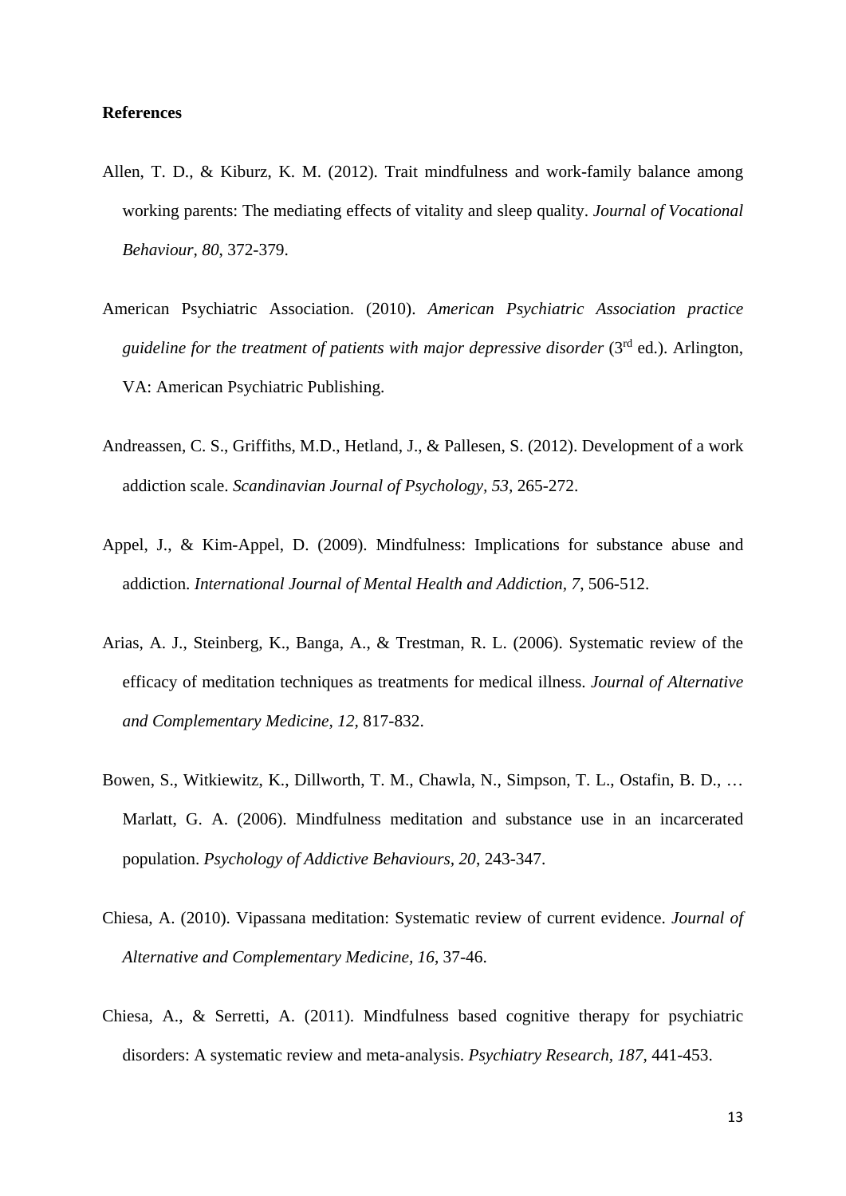**References**

Allen, T. D., & Kiburz, K. M. (2012). Trait mindfulness and work-family balance among working parents: The mediating effects of vitality and sleep quality. *Journal of Vocational Behaviour, 80*, 372-379.

American Psychiatric Association. (2010). *American Psychiatric Association practice guideline for the treatment of patients with major depressive disorder* (3rd ed.). Arlington, VA: American Psychiatric Publishing.

Andreassen, C. S., Griffiths, M.D., Hetland, J., & Pallesen, S. (2012). Development of a work addiction scale. *Scandinavian Journal of Psychology, 53,* 265-272.

Appel, J., & Kim-Appel, D. (2009). Mindfulness: Implications for substance abuse and addiction. *International Journal of Mental Health and Addiction, 7*, 506-512.

Arias, A. J., Steinberg, K., Banga, A., & Trestman, R. L. (2006). Systematic review of the efficacy of meditation techniques as treatments for medical illness. *Journal of Alternative and Complementary Medicine, 12,* 817-832.

Bowen, S., Witkiewitz, K., Dillworth, T. M., Chawla, N., Simpson, T. L., Ostafin, B. D., … Marlatt, G. A. (2006). Mindfulness meditation and substance use in an incarcerated population. *Psychology of Addictive Behaviours, 20*, 243-347.

Chiesa, A. (2010). Vipassana meditation: Systematic review of current evidence. *Journal of Alternative and Complementary Medicine, 16*, 37-46.

Chiesa, A., & Serretti, A. (2011). Mindfulness based cognitive therapy for psychiatric disorders: A systematic review and meta-analysis. *Psychiatry Research, 187*, 441-453.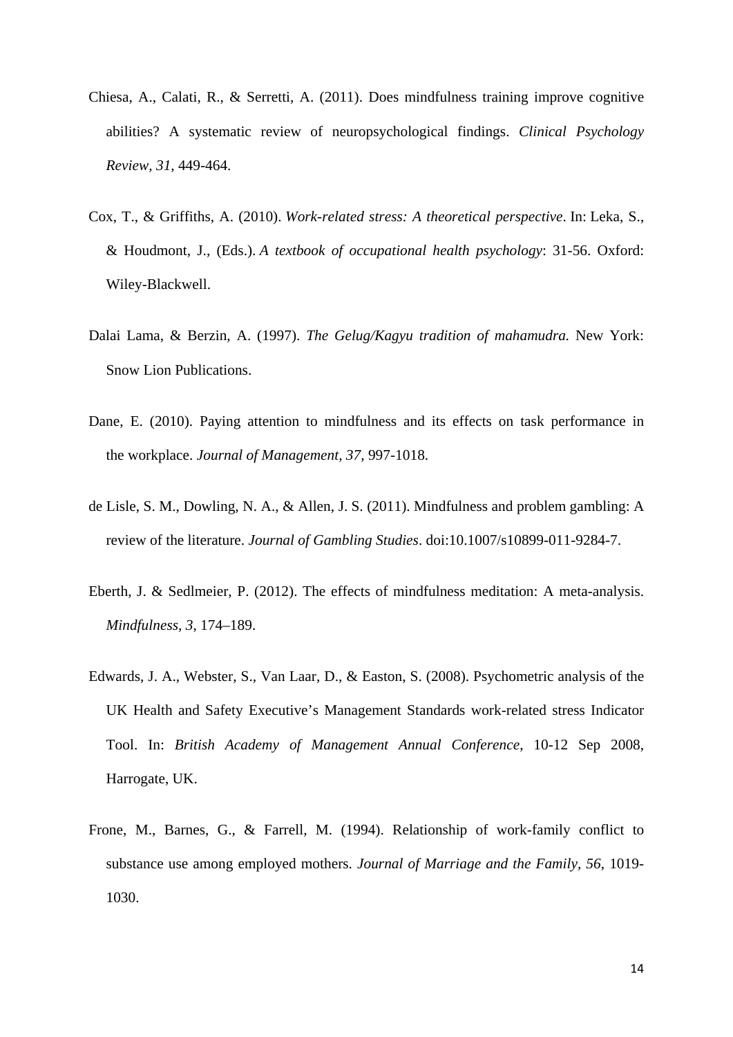Chiesa, A., Calati, R., & Serretti, A. (2011). Does mindfulness training improve cognitive abilities? A systematic review of neuropsychological findings. *Clinical Psychology Review, 31,* 449-464.

Cox, T., & Griffiths, A. (2010). *Work-related stress: A theoretical perspective*. In: Leka, S., & Houdmont, J., (Eds.). *A textbook of occupational health psychology*: 31-56. Oxford: Wiley-Blackwell.

Dalai Lama, & Berzin, A. (1997). *The Gelug/Kagyu tradition of mahamudra.* New York: Snow Lion Publications.

Dane, E. (2010). Paying attention to mindfulness and its effects on task performance in the workplace. *Journal of Management, 37*, 997-1018.

de Lisle, S. M., Dowling, N. A., & Allen, J. S. (2011). Mindfulness and problem gambling: A review of the literature. *Journal of Gambling Studies*. doi:10.1007/s10899-011-9284-7.

Eberth, J. & Sedlmeier, P. (2012). The effects of mindfulness meditation: A meta-analysis. *Mindfulness, 3*, 174–189.

Edwards, J. A., Webster, S., Van Laar, D., & Easton, S. (2008). Psychometric analysis of the UK Health and Safety Executive's Management Standards work-related stress Indicator Tool. In: *British Academy of Management Annual Conference*, 10-12 Sep 2008, Harrogate, UK.

Frone, M., Barnes, G., & Farrell, M. (1994). Relationship of work-family conflict to substance use among employed mothers. *Journal of Marriage and the Family, 56*, 1019-1030.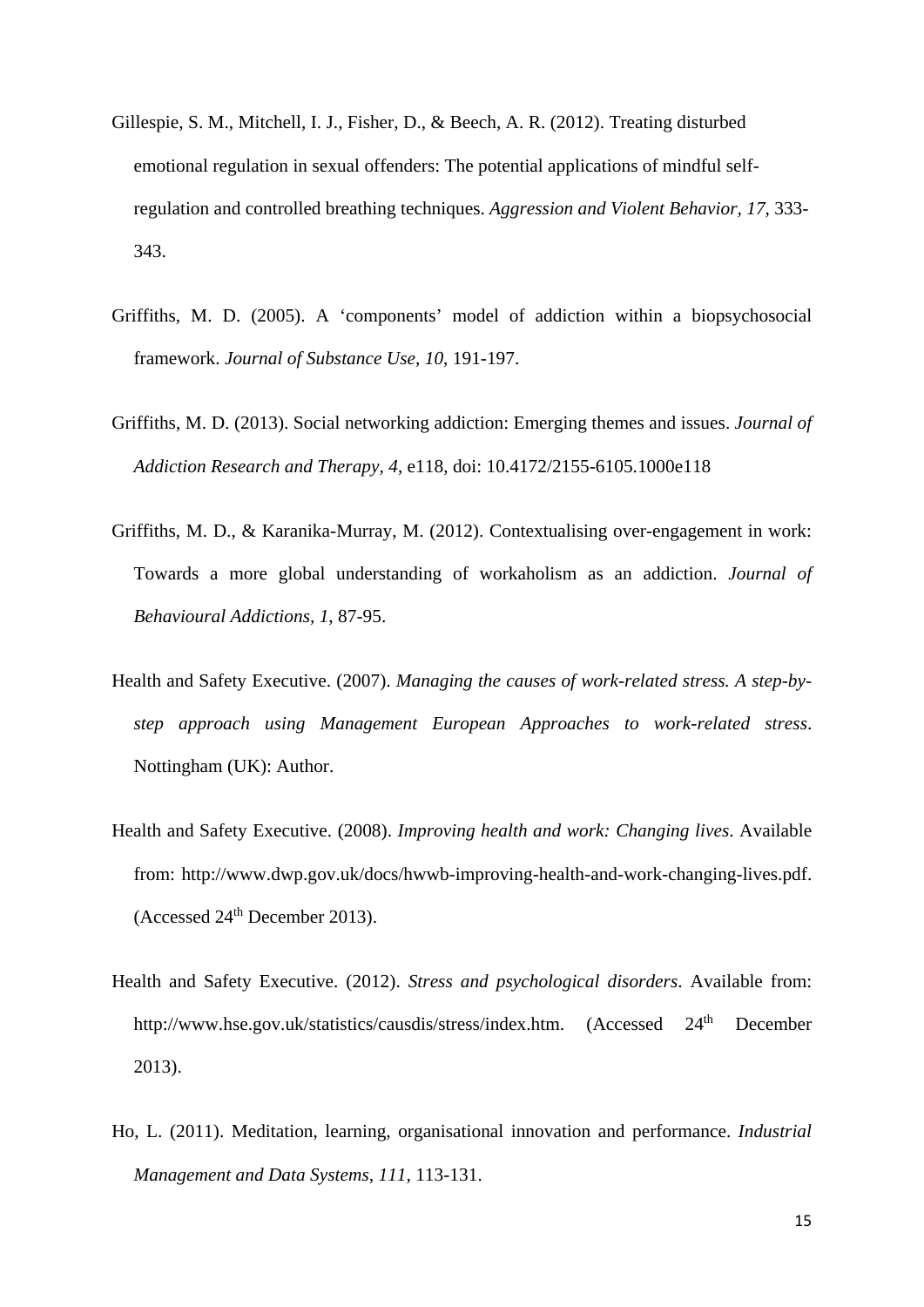Gillespie, S. M., Mitchell, I. J., Fisher, D., & Beech, A. R. (2012). Treating disturbed emotional regulation in sexual offenders: The potential applications of mindful self-regulation and controlled breathing techniques. *Aggression and Violent Behavior, 17*, 333-343.

Griffiths, M. D. (2005). A 'components' model of addiction within a biopsychosocial framework. *Journal of Substance Use, 10*, 191-197.

Griffiths, M. D. (2013). Social networking addiction: Emerging themes and issues. *Journal of Addiction Research and Therapy, 4*, e118, doi: 10.4172/2155-6105.1000e118

Griffiths, M. D., & Karanika-Murray, M. (2012). Contextualising over-engagement in work: Towards a more global understanding of workaholism as an addiction. *Journal of Behavioural Addictions, 1*, 87-95.

Health and Safety Executive. (2007). *Managing the causes of work-related stress. A step-by-step approach using Management European Approaches to work-related stress*. Nottingham (UK): Author.

Health and Safety Executive. (2008). *Improving health and work: Changing lives*. Available from: http://www.dwp.gov.uk/docs/hwwb-improving-health-and-work-changing-lives.pdf. (Accessed 24th December 2013).

Health and Safety Executive. (2012). *Stress and psychological disorders*. Available from: http://www.hse.gov.uk/statistics/causdis/stress/index.htm. (Accessed 24th December 2013).

Ho, L. (2011). Meditation, learning, organisational innovation and performance. *Industrial Management and Data Systems, 111*, 113-131.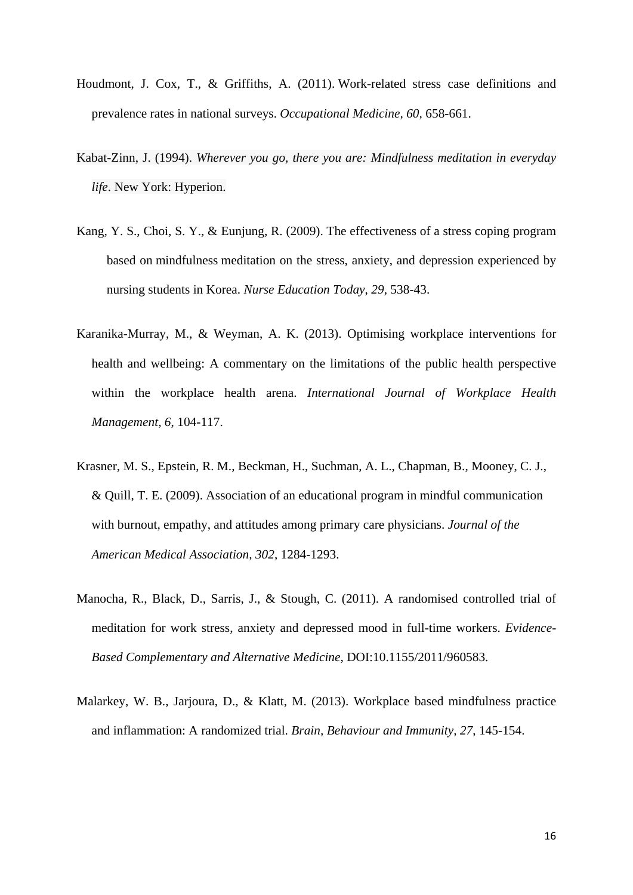Houdmont, J. Cox, T., & Griffiths, A. (2011). Work-related stress case definitions and prevalence rates in national surveys. *Occupational Medicine, 60,* 658-661.

Kabat-Zinn, J. (1994). *Wherever you go, there you are: Mindfulness meditation in everyday life*. New York: Hyperion.

Kang, Y. S., Choi, S. Y., & Eunjung, R. (2009). The effectiveness of a stress coping program based on mindfulness meditation on the stress, anxiety, and depression experienced by nursing students in Korea. *Nurse Education Today, 29*, 538-43.

Karanika-Murray, M., & Weyman, A. K. (2013). Optimising workplace interventions for health and wellbeing: A commentary on the limitations of the public health perspective within the workplace health arena. *International Journal of Workplace Health Management, 6,* 104-117.

Krasner, M. S., Epstein, R. M., Beckman, H., Suchman, A. L., Chapman, B., Mooney, C. J., & Quill, T. E. (2009). Association of an educational program in mindful communication with burnout, empathy, and attitudes among primary care physicians. *Journal of the American Medical Association, 302*, 1284-1293.

Manocha, R., Black, D., Sarris, J., & Stough, C. (2011). A randomised controlled trial of meditation for work stress, anxiety and depressed mood in full-time workers. *Evidence-Based Complementary and Alternative Medicine*, DOI:10.1155/2011/960583.

Malarkey, W. B., Jarjoura, D., & Klatt, M. (2013). Workplace based mindfulness practice and inflammation: A randomized trial. *Brain, Behaviour and Immunity, 27*, 145-154.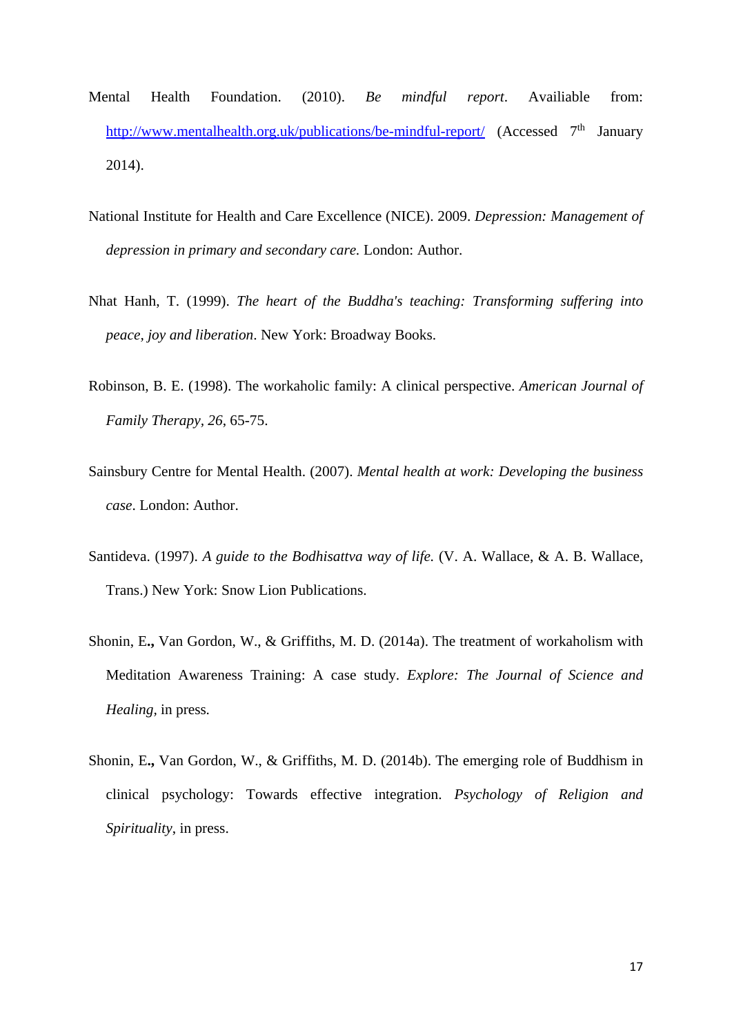Mental Health Foundation. (2010). *Be mindful report*. Availiable from: http://www.mentalhealth.org.uk/publications/be-mindful-report/ (Accessed 7th January 2014).

National Institute for Health and Care Excellence (NICE). 2009. *Depression: Management of depression in primary and secondary care.* London: Author.

Nhat Hanh, T. (1999). *The heart of the Buddha's teaching: Transforming suffering into peace, joy and liberation*. New York: Broadway Books.

Robinson, B. E. (1998). The workaholic family: A clinical perspective. *American Journal of Family Therapy*, *26*, 65-75.

Sainsbury Centre for Mental Health. (2007). *Mental health at work: Developing the business case*. London: Author.

Santideva. (1997). *A guide to the Bodhisattva way of life.* (V. A. Wallace, & A. B. Wallace, Trans.) New York: Snow Lion Publications.

Shonin, E**.,** Van Gordon, W., & Griffiths, M. D. (2014a). The treatment of workaholism with Meditation Awareness Training: A case study. *Explore: The Journal of Science and Healing*, in press.

Shonin, E**.,** Van Gordon, W., & Griffiths, M. D. (2014b). The emerging role of Buddhism in clinical psychology: Towards effective integration. *Psychology of Religion and Spirituality*, in press.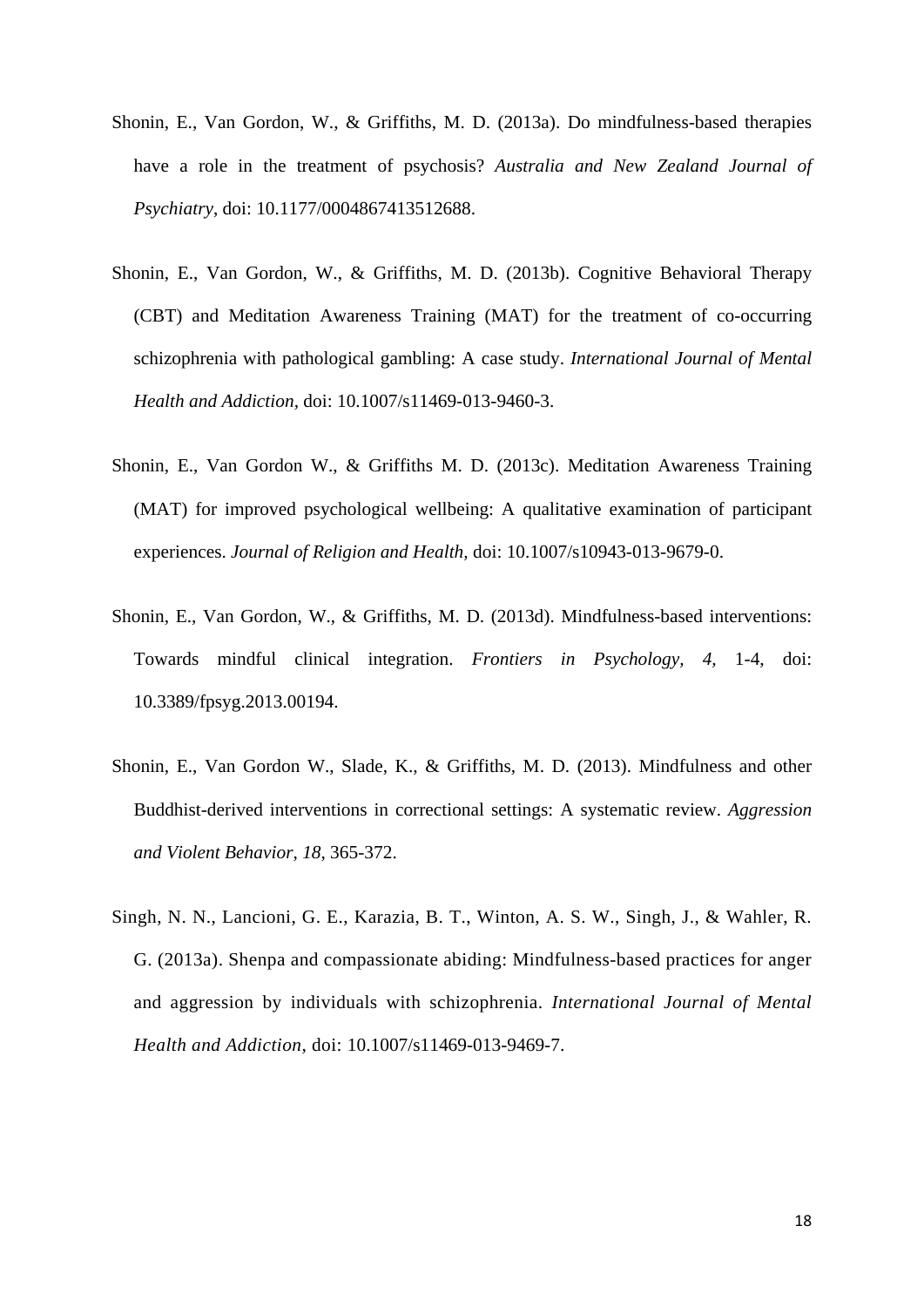Shonin, E., Van Gordon, W., & Griffiths, M. D. (2013a). Do mindfulness-based therapies have a role in the treatment of psychosis? *Australia and New Zealand Journal of Psychiatry*, doi: 10.1177/0004867413512688.

Shonin, E., Van Gordon, W., & Griffiths, M. D. (2013b). Cognitive Behavioral Therapy (CBT) and Meditation Awareness Training (MAT) for the treatment of co-occurring schizophrenia with pathological gambling: A case study. *International Journal of Mental Health and Addiction*, doi: 10.1007/s11469-013-9460-3.

Shonin, E., Van Gordon W., & Griffiths M. D. (2013c). Meditation Awareness Training (MAT) for improved psychological wellbeing: A qualitative examination of participant experiences. *Journal of Religion and Health*, doi: 10.1007/s10943-013-9679-0.

Shonin, E., Van Gordon, W., & Griffiths, M. D. (2013d). Mindfulness-based interventions: Towards mindful clinical integration. *Frontiers in Psychology, 4,* 1-4, doi: 10.3389/fpsyg.2013.00194.

Shonin, E., Van Gordon W., Slade, K., & Griffiths, M. D. (2013). Mindfulness and other Buddhist-derived interventions in correctional settings: A systematic review. *Aggression and Violent Behavior, 18*, 365-372.

Singh, N. N., Lancioni, G. E., Karazia, B. T., Winton, A. S. W., Singh, J., & Wahler, R. G. (2013a). Shenpa and compassionate abiding: Mindfulness-based practices for anger and aggression by individuals with schizophrenia. *International Journal of Mental Health and Addiction*, doi: 10.1007/s11469-013-9469-7.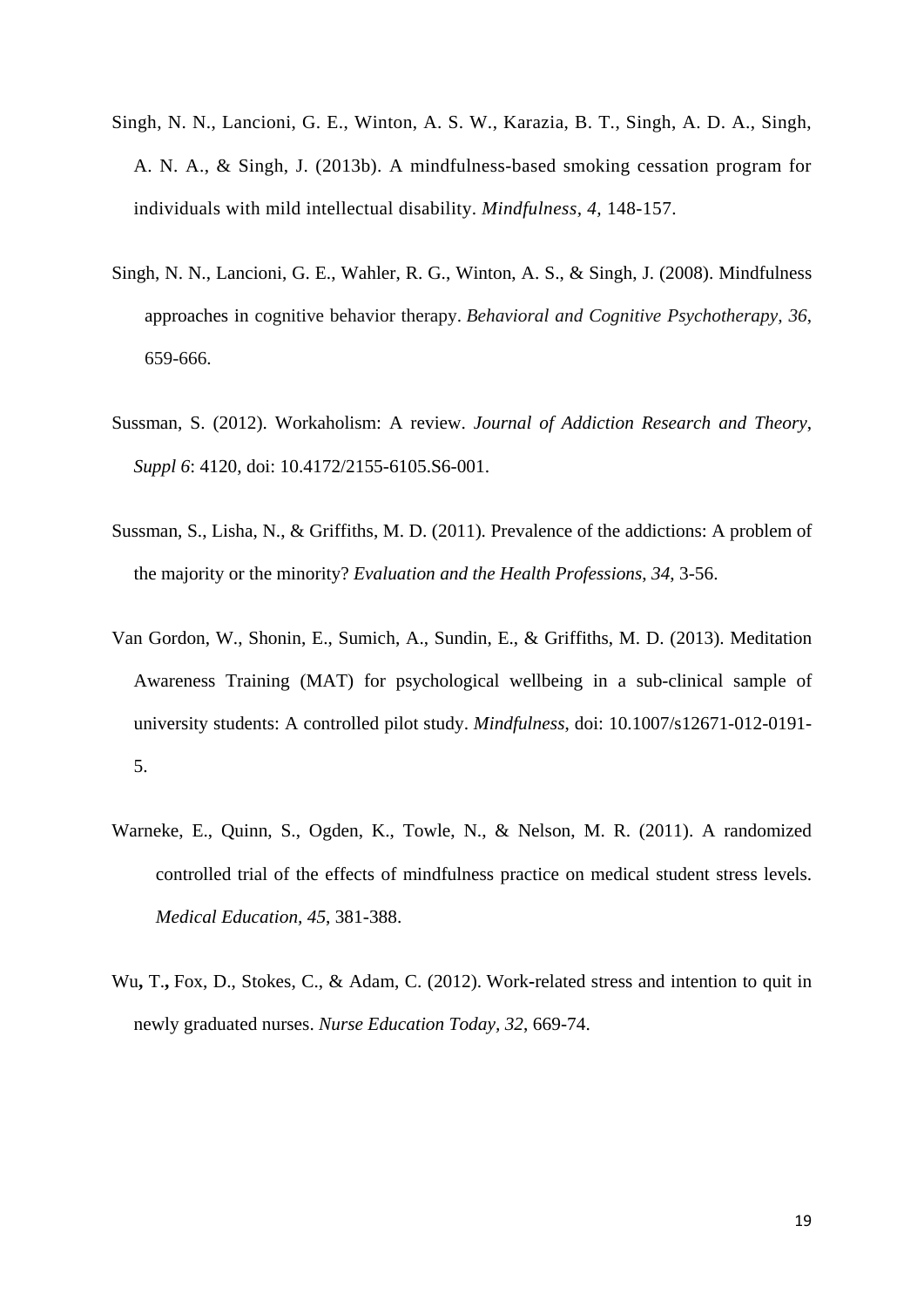Singh, N. N., Lancioni, G. E., Winton, A. S. W., Karazia, B. T., Singh, A. D. A., Singh, A. N. A., & Singh, J. (2013b). A mindfulness-based smoking cessation program for individuals with mild intellectual disability. *Mindfulness*, *4*, 148-157.

Singh, N. N., Lancioni, G. E., Wahler, R. G., Winton, A. S., & Singh, J. (2008). Mindfulness approaches in cognitive behavior therapy. *Behavioral and Cognitive Psychotherapy*, *36*, 659-666.

Sussman, S. (2012). Workaholism: A review. *Journal of Addiction Research and Theory*, *Suppl 6*: 4120, doi: 10.4172/2155-6105.S6-001.

Sussman, S., Lisha, N., & Griffiths, M. D. (2011). Prevalence of the addictions: A problem of the majority or the minority? *Evaluation and the Health Professions*, *34*, 3-56.

Van Gordon, W., Shonin, E., Sumich, A., Sundin, E., & Griffiths, M. D. (2013). Meditation Awareness Training (MAT) for psychological wellbeing in a sub-clinical sample of university students: A controlled pilot study. *Mindfulness*, doi: 10.1007/s12671-012-0191-5.

Warneke, E., Quinn, S., Ogden, K., Towle, N., & Nelson, M. R. (2011). A randomized controlled trial of the effects of mindfulness practice on medical student stress levels. *Medical Education*, *45*, 381-388.

Wu, T., Fox, D., Stokes, C., & Adam, C. (2012). Work-related stress and intention to quit in newly graduated nurses. *Nurse Education Today, 32*, 669-74.